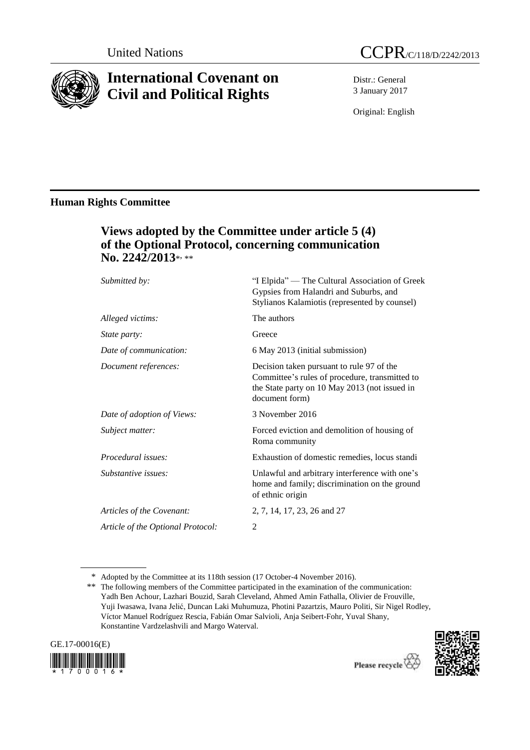United Nations

# International Covenant on Civil and Political Rights

CCPR/C/118/D/2242/2013

Distr.: General
3 January 2017

Original: English

## Human Rights Committee

### Views adopted by the Committee under article 5 (4) of the Optional Protocol, concerning communication No. 2242/2013*, **

| | |
|---|---|
| *Submitted by:* | "I Elpida" — The Cultural Association of Greek Gypsies from Halandri and Suburbs, and Stylianos Kalamiotis (represented by counsel) |
| *Alleged victims:* | The authors |
| *State party:* | Greece |
| *Date of communication:* | 6 May 2013 (initial submission) |
| *Document references:* | Decision taken pursuant to rule 97 of the Committee's rules of procedure, transmitted to the State party on 10 May 2013 (not issued in document form) |
| *Date of adoption of Views:* | 3 November 2016 |
| *Subject matter:* | Forced eviction and demolition of housing of Roma community |
| *Procedural issues:* | Exhaustion of domestic remedies, locus standi |
| *Substantive issues:* | Unlawful and arbitrary interference with one's home and family; discrimination on the ground of ethnic origin |
| *Articles of the Covenant:* | 2, 7, 14, 17, 23, 26 and 27 |
| *Article of the Optional Protocol:* | 2 |

\* Adopted by the Committee at its 118th session (17 October-4 November 2016).

\*\* The following members of the Committee participated in the examination of the communication: Yadh Ben Achour, Lazhari Bouzid, Sarah Cleveland, Ahmed Amin Fathalla, Olivier de Frouville, Yuji Iwasawa, Ivana Jelić, Duncan Laki Muhumuza, Photini Pazartzis, Mauro Politi, Sir Nigel Rodley, Víctor Manuel Rodríguez Rescia, Fabián Omar Salvioli, Anja Seibert-Fohr, Yuval Shany, Konstantine Vardzelashvili and Margo Waterval.

GE.17-00016(E)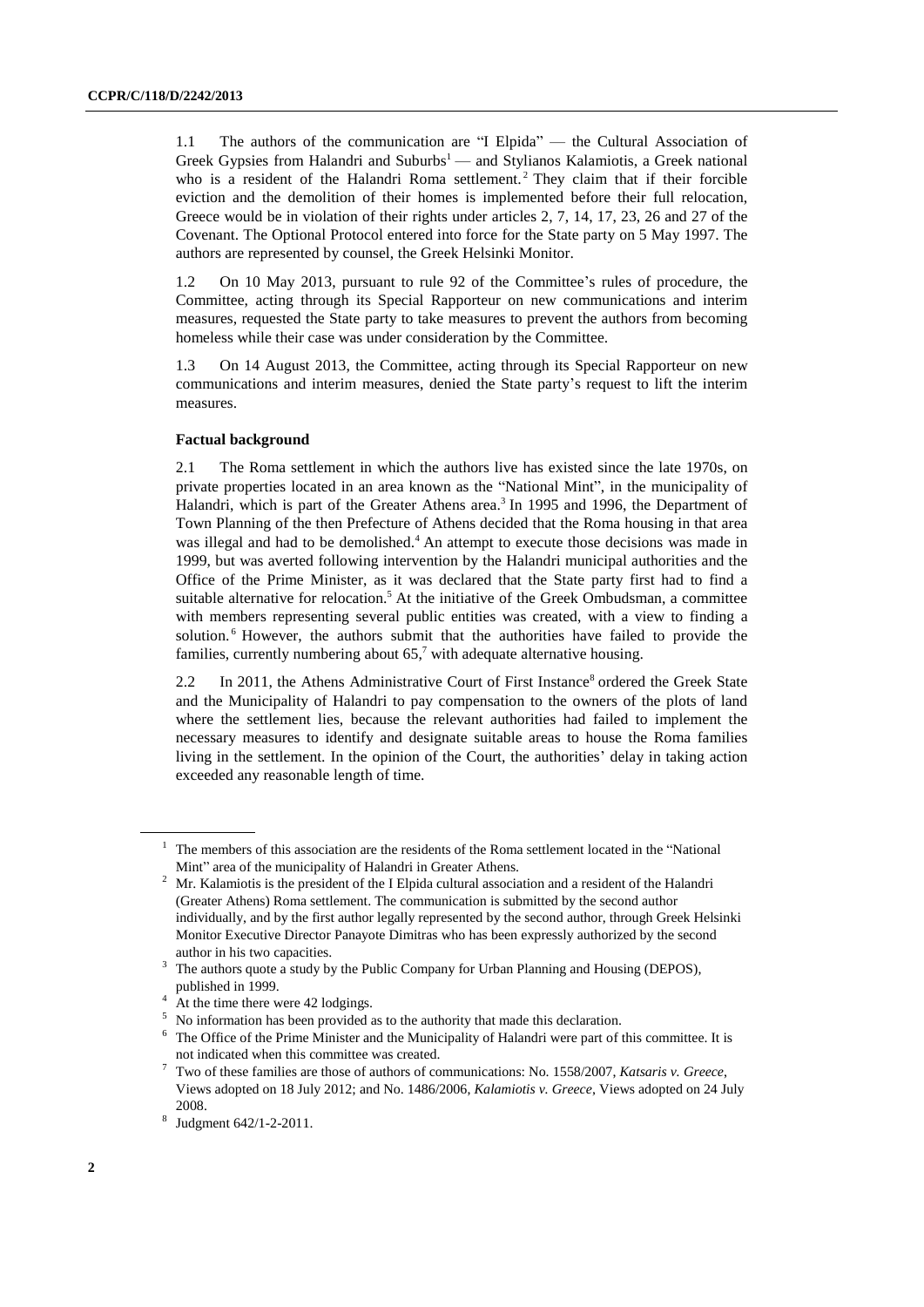1.1 The authors of the communication are "I Elpida" — the Cultural Association of Greek Gypsies from Halandri and Suburbs[1] — and Stylianos Kalamiotis, a Greek national who is a resident of the Halandri Roma settlement.[2] They claim that if their forcible eviction and the demolition of their homes is implemented before their full relocation, Greece would be in violation of their rights under articles 2, 7, 14, 17, 23, 26 and 27 of the Covenant. The Optional Protocol entered into force for the State party on 5 May 1997. The authors are represented by counsel, the Greek Helsinki Monitor.

1.2 On 10 May 2013, pursuant to rule 92 of the Committee's rules of procedure, the Committee, acting through its Special Rapporteur on new communications and interim measures, requested the State party to take measures to prevent the authors from becoming homeless while their case was under consideration by the Committee.

1.3 On 14 August 2013, the Committee, acting through its Special Rapporteur on new communications and interim measures, denied the State party's request to lift the interim measures.

### Factual background

2.1 The Roma settlement in which the authors live has existed since the late 1970s, on private properties located in an area known as the "National Mint", in the municipality of Halandri, which is part of the Greater Athens area.[3] In 1995 and 1996, the Department of Town Planning of the then Prefecture of Athens decided that the Roma housing in that area was illegal and had to be demolished.[4] An attempt to execute those decisions was made in 1999, but was averted following intervention by the Halandri municipal authorities and the Office of the Prime Minister, as it was declared that the State party first had to find a suitable alternative for relocation.[5] At the initiative of the Greek Ombudsman, a committee with members representing several public entities was created, with a view to finding a solution.[6] However, the authors submit that the authorities have failed to provide the families, currently numbering about 65,[7] with adequate alternative housing.

2.2 In 2011, the Athens Administrative Court of First Instance[8] ordered the Greek State and the Municipality of Halandri to pay compensation to the owners of the plots of land where the settlement lies, because the relevant authorities had failed to implement the necessary measures to identify and designate suitable areas to house the Roma families living in the settlement. In the opinion of the Court, the authorities' delay in taking action exceeded any reasonable length of time.

---

[1] The members of this association are the residents of the Roma settlement located in the "National Mint" area of the municipality of Halandri in Greater Athens.

[2] Mr. Kalamiotis is the president of the I Elpida cultural association and a resident of the Halandri (Greater Athens) Roma settlement. The communication is submitted by the second author individually, and by the first author legally represented by the second author, through Greek Helsinki Monitor Executive Director Panayote Dimitras who has been expressly authorized by the second author in his two capacities.

[3] The authors quote a study by the Public Company for Urban Planning and Housing (DEPOS), published in 1999.

[4] At the time there were 42 lodgings.

[5] No information has been provided as to the authority that made this declaration.

[6] The Office of the Prime Minister and the Municipality of Halandri were part of this committee. It is not indicated when this committee was created.

[7] Two of these families are those of authors of communications: No. 1558/2007, *Katsaris v. Greece*, Views adopted on 18 July 2012; and No. 1486/2006, *Kalamiotis v. Greece*, Views adopted on 24 July 2008.

[8] Judgment 642/1-2-2011.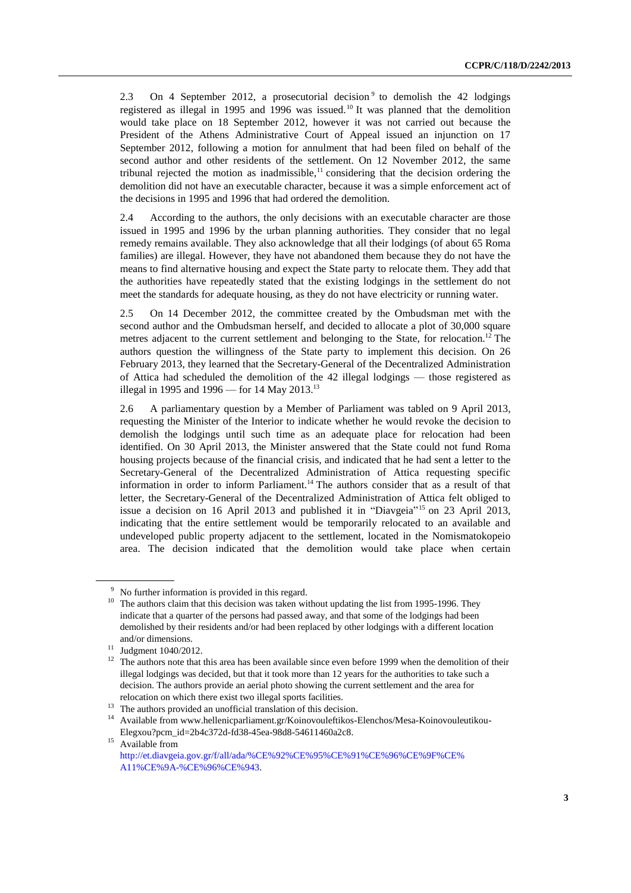2.3 On 4 September 2012, a prosecutorial decision[9] to demolish the 42 lodgings registered as illegal in 1995 and 1996 was issued.[10] It was planned that the demolition would take place on 18 September 2012, however it was not carried out because the President of the Athens Administrative Court of Appeal issued an injunction on 17 September 2012, following a motion for annulment that had been filed on behalf of the second author and other residents of the settlement. On 12 November 2012, the same tribunal rejected the motion as inadmissible,[11] considering that the decision ordering the demolition did not have an executable character, because it was a simple enforcement act of the decisions in 1995 and 1996 that had ordered the demolition.

2.4 According to the authors, the only decisions with an executable character are those issued in 1995 and 1996 by the urban planning authorities. They consider that no legal remedy remains available. They also acknowledge that all their lodgings (of about 65 Roma families) are illegal. However, they have not abandoned them because they do not have the means to find alternative housing and expect the State party to relocate them. They add that the authorities have repeatedly stated that the existing lodgings in the settlement do not meet the standards for adequate housing, as they do not have electricity or running water.

2.5 On 14 December 2012, the committee created by the Ombudsman met with the second author and the Ombudsman herself, and decided to allocate a plot of 30,000 square metres adjacent to the current settlement and belonging to the State, for relocation.[12] The authors question the willingness of the State party to implement this decision. On 26 February 2013, they learned that the Secretary-General of the Decentralized Administration of Attica had scheduled the demolition of the 42 illegal lodgings — those registered as illegal in 1995 and 1996 — for 14 May 2013.[13]

2.6 A parliamentary question by a Member of Parliament was tabled on 9 April 2013, requesting the Minister of the Interior to indicate whether he would revoke the decision to demolish the lodgings until such time as an adequate place for relocation had been identified. On 30 April 2013, the Minister answered that the State could not fund Roma housing projects because of the financial crisis, and indicated that he had sent a letter to the Secretary-General of the Decentralized Administration of Attica requesting specific information in order to inform Parliament.[14] The authors consider that as a result of that letter, the Secretary-General of the Decentralized Administration of Attica felt obliged to issue a decision on 16 April 2013 and published it in "Diavgeia"[15] on 23 April 2013, indicating that the entire settlement would be temporarily relocated to an available and undeveloped public property adjacent to the settlement, located in the Nomismatokopeio area. The decision indicated that the demolition would take place when certain

---

[9] No further information is provided in this regard.

[10] The authors claim that this decision was taken without updating the list from 1995-1996. They indicate that a quarter of the persons had passed away, and that some of the lodgings had been demolished by their residents and/or had been replaced by other lodgings with a different location and/or dimensions.

[11] Judgment 1040/2012.

[12] The authors note that this area has been available since even before 1999 when the demolition of their illegal lodgings was decided, but that it took more than 12 years for the authorities to take such a decision. The authors provide an aerial photo showing the current settlement and the area for relocation on which there exist two illegal sports facilities.

[13] The authors provided an unofficial translation of this decision.

[14] Available from www.hellenicparliament.gr/Koinovouleftikos-Elenchos/Mesa-Koinovouleutikou-Elegxou?pcm_id=2b4c372d-fd38-45ea-98d8-54611460a2c8.

[15] Available from http://et.diavgeia.gov.gr/f/all/ada/%CE%92%CE%95%CE%91%CE%96%CE%9F%CE%A11%CE%9A-%CE%96%CE%943.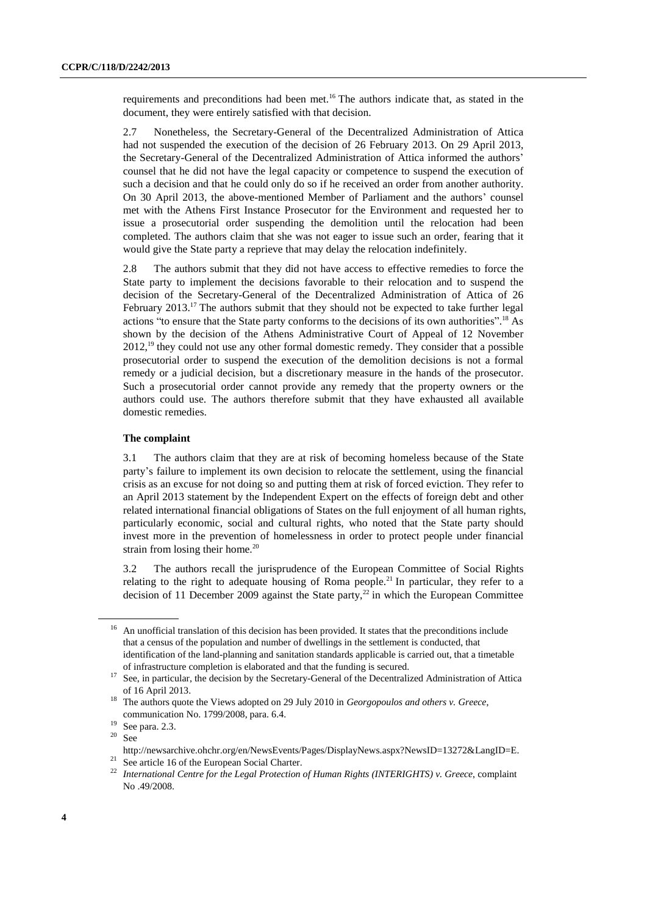requirements and preconditions had been met.[16] The authors indicate that, as stated in the document, they were entirely satisfied with that decision.

2.7 Nonetheless, the Secretary-General of the Decentralized Administration of Attica had not suspended the execution of the decision of 26 February 2013. On 29 April 2013, the Secretary-General of the Decentralized Administration of Attica informed the authors' counsel that he did not have the legal capacity or competence to suspend the execution of such a decision and that he could only do so if he received an order from another authority. On 30 April 2013, the above-mentioned Member of Parliament and the authors' counsel met with the Athens First Instance Prosecutor for the Environment and requested her to issue a prosecutorial order suspending the demolition until the relocation had been completed. The authors claim that she was not eager to issue such an order, fearing that it would give the State party a reprieve that may delay the relocation indefinitely.

2.8 The authors submit that they did not have access to effective remedies to force the State party to implement the decisions favorable to their relocation and to suspend the decision of the Secretary-General of the Decentralized Administration of Attica of 26 February 2013.[17] The authors submit that they should not be expected to take further legal actions "to ensure that the State party conforms to the decisions of its own authorities".[18] As shown by the decision of the Athens Administrative Court of Appeal of 12 November 2012,[19] they could not use any other formal domestic remedy. They consider that a possible prosecutorial order to suspend the execution of the demolition decisions is not a formal remedy or a judicial decision, but a discretionary measure in the hands of the prosecutor. Such a prosecutorial order cannot provide any remedy that the property owners or the authors could use. The authors therefore submit that they have exhausted all available domestic remedies.

### The complaint

3.1 The authors claim that they are at risk of becoming homeless because of the State party's failure to implement its own decision to relocate the settlement, using the financial crisis as an excuse for not doing so and putting them at risk of forced eviction. They refer to an April 2013 statement by the Independent Expert on the effects of foreign debt and other related international financial obligations of States on the full enjoyment of all human rights, particularly economic, social and cultural rights, who noted that the State party should invest more in the prevention of homelessness in order to protect people under financial strain from losing their home.[20]

3.2 The authors recall the jurisprudence of the European Committee of Social Rights relating to the right to adequate housing of Roma people.[21] In particular, they refer to a decision of 11 December 2009 against the State party,[22] in which the European Committee

---

[16] An unofficial translation of this decision has been provided. It states that the preconditions include that a census of the population and number of dwellings in the settlement is conducted, that identification of the land-planning and sanitation standards applicable is carried out, that a timetable of infrastructure completion is elaborated and that the funding is secured.

[17] See, in particular, the decision by the Secretary-General of the Decentralized Administration of Attica of 16 April 2013.

[18] The authors quote the Views adopted on 29 July 2010 in *Georgopoulos and others v. Greece*, communication No. 1799/2008, para. 6.4.

[19] See para. 2.3.

[20] See http://newsarchive.ohchr.org/en/NewsEvents/Pages/DisplayNews.aspx?NewsID=13272&LangID=E.

[21] See article 16 of the European Social Charter.

[22] *International Centre for the Legal Protection of Human Rights (INTERIGHTS) v. Greece*, complaint No .49/2008.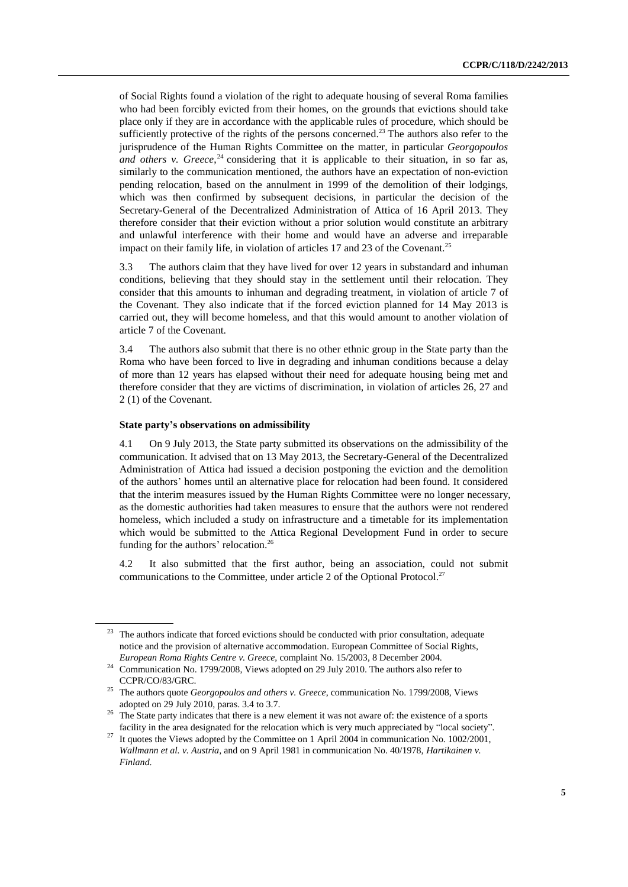of Social Rights found a violation of the right to adequate housing of several Roma families who had been forcibly evicted from their homes, on the grounds that evictions should take place only if they are in accordance with the applicable rules of procedure, which should be sufficiently protective of the rights of the persons concerned.[23] The authors also refer to the jurisprudence of the Human Rights Committee on the matter, in particular *Georgopoulos and others v. Greece*,[24] considering that it is applicable to their situation, in so far as, similarly to the communication mentioned, the authors have an expectation of non-eviction pending relocation, based on the annulment in 1999 of the demolition of their lodgings, which was then confirmed by subsequent decisions, in particular the decision of the Secretary-General of the Decentralized Administration of Attica of 16 April 2013. They therefore consider that their eviction without a prior solution would constitute an arbitrary and unlawful interference with their home and would have an adverse and irreparable impact on their family life, in violation of articles 17 and 23 of the Covenant.[25]

3.3 The authors claim that they have lived for over 12 years in substandard and inhuman conditions, believing that they should stay in the settlement until their relocation. They consider that this amounts to inhuman and degrading treatment, in violation of article 7 of the Covenant. They also indicate that if the forced eviction planned for 14 May 2013 is carried out, they will become homeless, and that this would amount to another violation of article 7 of the Covenant.

3.4 The authors also submit that there is no other ethnic group in the State party than the Roma who have been forced to live in degrading and inhuman conditions because a delay of more than 12 years has elapsed without their need for adequate housing being met and therefore consider that they are victims of discrimination, in violation of articles 26, 27 and 2 (1) of the Covenant.

**State party's observations on admissibility**

4.1 On 9 July 2013, the State party submitted its observations on the admissibility of the communication. It advised that on 13 May 2013, the Secretary-General of the Decentralized Administration of Attica had issued a decision postponing the eviction and the demolition of the authors' homes until an alternative place for relocation had been found. It considered that the interim measures issued by the Human Rights Committee were no longer necessary, as the domestic authorities had taken measures to ensure that the authors were not rendered homeless, which included a study on infrastructure and a timetable for its implementation which would be submitted to the Attica Regional Development Fund in order to secure funding for the authors' relocation.[26]

4.2 It also submitted that the first author, being an association, could not submit communications to the Committee, under article 2 of the Optional Protocol.[27]

---

[23] The authors indicate that forced evictions should be conducted with prior consultation, adequate notice and the provision of alternative accommodation. European Committee of Social Rights, *European Roma Rights Centre v. Greece*, complaint No. 15/2003, 8 December 2004.

[24] Communication No. 1799/2008, Views adopted on 29 July 2010. The authors also refer to CCPR/CO/83/GRC.

[25] The authors quote *Georgopoulos and others v. Greece*, communication No. 1799/2008, Views adopted on 29 July 2010, paras. 3.4 to 3.7.

[26] The State party indicates that there is a new element it was not aware of: the existence of a sports facility in the area designated for the relocation which is very much appreciated by "local society".

[27] It quotes the Views adopted by the Committee on 1 April 2004 in communication No. 1002/2001, *Wallmann et al. v. Austria*, and on 9 April 1981 in communication No. 40/1978, *Hartikainen v. Finland*.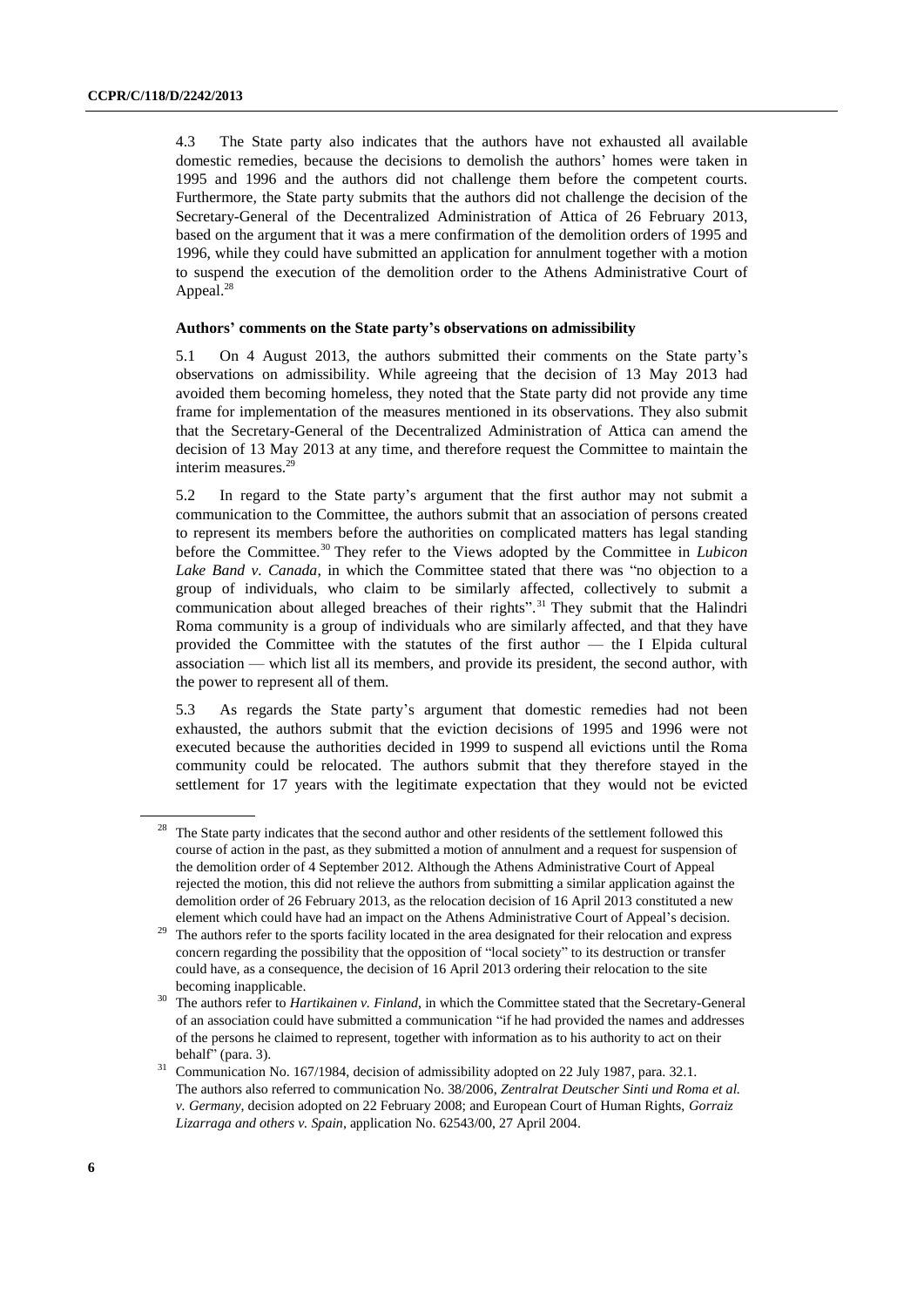4.3 The State party also indicates that the authors have not exhausted all available domestic remedies, because the decisions to demolish the authors' homes were taken in 1995 and 1996 and the authors did not challenge them before the competent courts. Furthermore, the State party submits that the authors did not challenge the decision of the Secretary-General of the Decentralized Administration of Attica of 26 February 2013, based on the argument that it was a mere confirmation of the demolition orders of 1995 and 1996, while they could have submitted an application for annulment together with a motion to suspend the execution of the demolition order to the Athens Administrative Court of Appeal.[28]

### Authors' comments on the State party's observations on admissibility

5.1 On 4 August 2013, the authors submitted their comments on the State party's observations on admissibility. While agreeing that the decision of 13 May 2013 had avoided them becoming homeless, they noted that the State party did not provide any time frame for implementation of the measures mentioned in its observations. They also submit that the Secretary-General of the Decentralized Administration of Attica can amend the decision of 13 May 2013 at any time, and therefore request the Committee to maintain the interim measures.[29]

5.2 In regard to the State party's argument that the first author may not submit a communication to the Committee, the authors submit that an association of persons created to represent its members before the authorities on complicated matters has legal standing before the Committee.[30] They refer to the Views adopted by the Committee in *Lubicon Lake Band v. Canada*, in which the Committee stated that there was "no objection to a group of individuals, who claim to be similarly affected, collectively to submit a communication about alleged breaches of their rights".[31] They submit that the Halindri Roma community is a group of individuals who are similarly affected, and that they have provided the Committee with the statutes of the first author — the I Elpida cultural association — which list all its members, and provide its president, the second author, with the power to represent all of them.

5.3 As regards the State party's argument that domestic remedies had not been exhausted, the authors submit that the eviction decisions of 1995 and 1996 were not executed because the authorities decided in 1999 to suspend all evictions until the Roma community could be relocated. The authors submit that they therefore stayed in the settlement for 17 years with the legitimate expectation that they would not be evicted

---

[28] The State party indicates that the second author and other residents of the settlement followed this course of action in the past, as they submitted a motion of annulment and a request for suspension of the demolition order of 4 September 2012. Although the Athens Administrative Court of Appeal rejected the motion, this did not relieve the authors from submitting a similar application against the demolition order of 26 February 2013, as the relocation decision of 16 April 2013 constituted a new element which could have had an impact on the Athens Administrative Court of Appeal's decision.

[29] The authors refer to the sports facility located in the area designated for their relocation and express concern regarding the possibility that the opposition of "local society" to its destruction or transfer could have, as a consequence, the decision of 16 April 2013 ordering their relocation to the site becoming inapplicable.

[30] The authors refer to *Hartikainen v. Finland*, in which the Committee stated that the Secretary-General of an association could have submitted a communication "if he had provided the names and addresses of the persons he claimed to represent, together with information as to his authority to act on their behalf" (para. 3).

[31] Communication No. 167/1984, decision of admissibility adopted on 22 July 1987, para. 32.1. The authors also referred to communication No. 38/2006, *Zentralrat Deutscher Sinti und Roma et al. v. Germany*, decision adopted on 22 February 2008; and European Court of Human Rights, *Gorraiz Lizarraga and others v. Spain*, application No. 62543/00, 27 April 2004.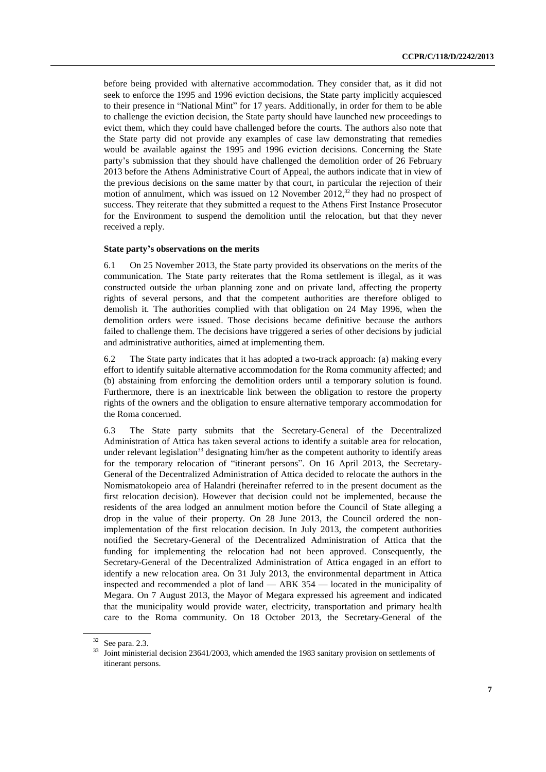before being provided with alternative accommodation. They consider that, as it did not seek to enforce the 1995 and 1996 eviction decisions, the State party implicitly acquiesced to their presence in "National Mint" for 17 years. Additionally, in order for them to be able to challenge the eviction decision, the State party should have launched new proceedings to evict them, which they could have challenged before the courts. The authors also note that the State party did not provide any examples of case law demonstrating that remedies would be available against the 1995 and 1996 eviction decisions. Concerning the State party's submission that they should have challenged the demolition order of 26 February 2013 before the Athens Administrative Court of Appeal, the authors indicate that in view of the previous decisions on the same matter by that court, in particular the rejection of their motion of annulment, which was issued on 12 November 2012,[32] they had no prospect of success. They reiterate that they submitted a request to the Athens First Instance Prosecutor for the Environment to suspend the demolition until the relocation, but that they never received a reply.

### State party's observations on the merits

6.1 On 25 November 2013, the State party provided its observations on the merits of the communication. The State party reiterates that the Roma settlement is illegal, as it was constructed outside the urban planning zone and on private land, affecting the property rights of several persons, and that the competent authorities are therefore obliged to demolish it. The authorities complied with that obligation on 24 May 1996, when the demolition orders were issued. Those decisions became definitive because the authors failed to challenge them. The decisions have triggered a series of other decisions by judicial and administrative authorities, aimed at implementing them.

6.2 The State party indicates that it has adopted a two-track approach: (a) making every effort to identify suitable alternative accommodation for the Roma community affected; and (b) abstaining from enforcing the demolition orders until a temporary solution is found. Furthermore, there is an inextricable link between the obligation to restore the property rights of the owners and the obligation to ensure alternative temporary accommodation for the Roma concerned.

6.3 The State party submits that the Secretary-General of the Decentralized Administration of Attica has taken several actions to identify a suitable area for relocation, under relevant legislation[33] designating him/her as the competent authority to identify areas for the temporary relocation of "itinerant persons". On 16 April 2013, the Secretary-General of the Decentralized Administration of Attica decided to relocate the authors in the Nomismatokopeio area of Halandri (hereinafter referred to in the present document as the first relocation decision). However that decision could not be implemented, because the residents of the area lodged an annulment motion before the Council of State alleging a drop in the value of their property. On 28 June 2013, the Council ordered the non-implementation of the first relocation decision. In July 2013, the competent authorities notified the Secretary-General of the Decentralized Administration of Attica that the funding for implementing the relocation had not been approved. Consequently, the Secretary-General of the Decentralized Administration of Attica engaged in an effort to identify a new relocation area. On 31 July 2013, the environmental department in Attica inspected and recommended a plot of land — ABK 354 — located in the municipality of Megara. On 7 August 2013, the Mayor of Megara expressed his agreement and indicated that the municipality would provide water, electricity, transportation and primary health care to the Roma community. On 18 October 2013, the Secretary-General of the

[32] See para. 2.3.

[33] Joint ministerial decision 23641/2003, which amended the 1983 sanitary provision on settlements of itinerant persons.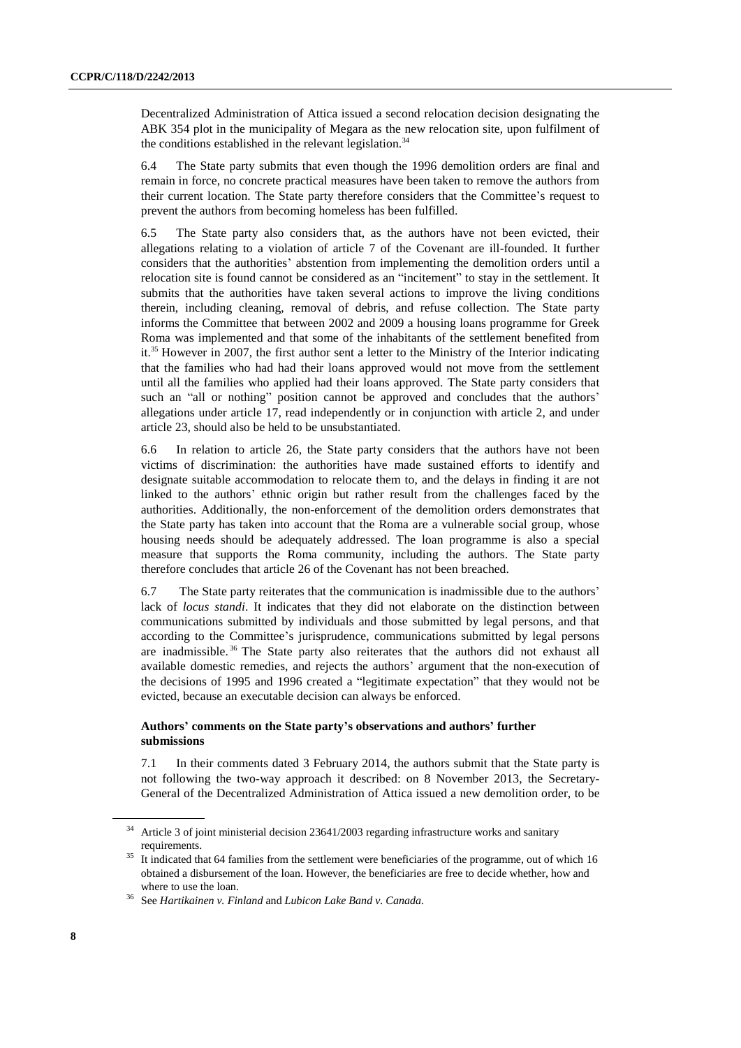Decentralized Administration of Attica issued a second relocation decision designating the ABK 354 plot in the municipality of Megara as the new relocation site, upon fulfilment of the conditions established in the relevant legislation.[34]

6.4 The State party submits that even though the 1996 demolition orders are final and remain in force, no concrete practical measures have been taken to remove the authors from their current location. The State party therefore considers that the Committee's request to prevent the authors from becoming homeless has been fulfilled.

6.5 The State party also considers that, as the authors have not been evicted, their allegations relating to a violation of article 7 of the Covenant are ill-founded. It further considers that the authorities' abstention from implementing the demolition orders until a relocation site is found cannot be considered as an "incitement" to stay in the settlement. It submits that the authorities have taken several actions to improve the living conditions therein, including cleaning, removal of debris, and refuse collection. The State party informs the Committee that between 2002 and 2009 a housing loans programme for Greek Roma was implemented and that some of the inhabitants of the settlement benefited from it.[35] However in 2007, the first author sent a letter to the Ministry of the Interior indicating that the families who had had their loans approved would not move from the settlement until all the families who applied had their loans approved. The State party considers that such an "all or nothing" position cannot be approved and concludes that the authors' allegations under article 17, read independently or in conjunction with article 2, and under article 23, should also be held to be unsubstantiated.

6.6 In relation to article 26, the State party considers that the authors have not been victims of discrimination: the authorities have made sustained efforts to identify and designate suitable accommodation to relocate them to, and the delays in finding it are not linked to the authors' ethnic origin but rather result from the challenges faced by the authorities. Additionally, the non-enforcement of the demolition orders demonstrates that the State party has taken into account that the Roma are a vulnerable social group, whose housing needs should be adequately addressed. The loan programme is also a special measure that supports the Roma community, including the authors. The State party therefore concludes that article 26 of the Covenant has not been breached.

6.7 The State party reiterates that the communication is inadmissible due to the authors' lack of *locus standi*. It indicates that they did not elaborate on the distinction between communications submitted by individuals and those submitted by legal persons, and that according to the Committee's jurisprudence, communications submitted by legal persons are inadmissible.[36] The State party also reiterates that the authors did not exhaust all available domestic remedies, and rejects the authors' argument that the non-execution of the decisions of 1995 and 1996 created a "legitimate expectation" that they would not be evicted, because an executable decision can always be enforced.

### Authors' comments on the State party's observations and authors' further submissions

7.1 In their comments dated 3 February 2014, the authors submit that the State party is not following the two-way approach it described: on 8 November 2013, the Secretary-General of the Decentralized Administration of Attica issued a new demolition order, to be

---

[34] Article 3 of joint ministerial decision 23641/2003 regarding infrastructure works and sanitary requirements.

[35] It indicated that 64 families from the settlement were beneficiaries of the programme, out of which 16 obtained a disbursement of the loan. However, the beneficiaries are free to decide whether, how and where to use the loan.

[36] See *Hartikainen v. Finland* and *Lubicon Lake Band v. Canada*.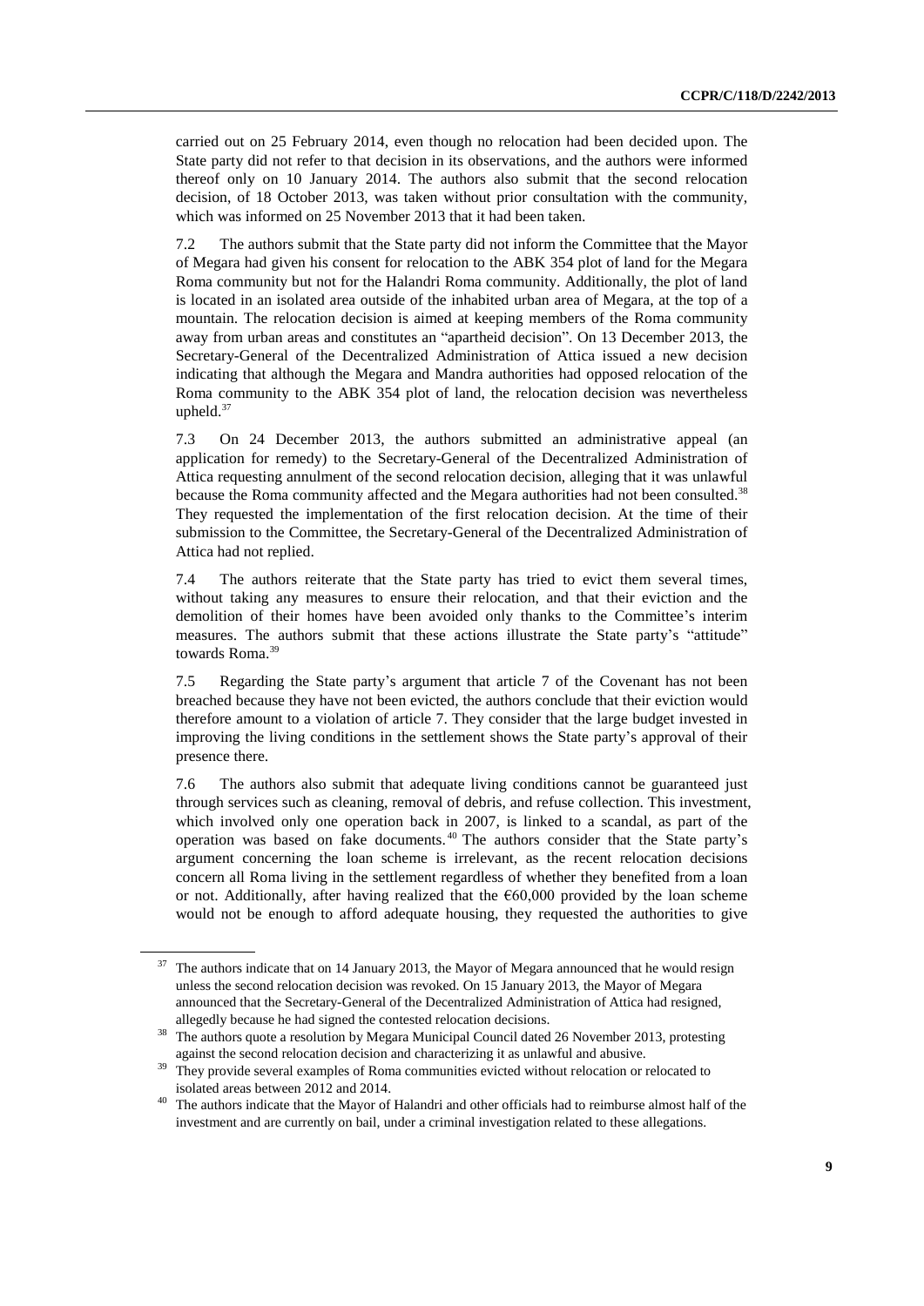carried out on 25 February 2014, even though no relocation had been decided upon. The State party did not refer to that decision in its observations, and the authors were informed thereof only on 10 January 2014. The authors also submit that the second relocation decision, of 18 October 2013, was taken without prior consultation with the community, which was informed on 25 November 2013 that it had been taken.

7.2 The authors submit that the State party did not inform the Committee that the Mayor of Megara had given his consent for relocation to the ABK 354 plot of land for the Megara Roma community but not for the Halandri Roma community. Additionally, the plot of land is located in an isolated area outside of the inhabited urban area of Megara, at the top of a mountain. The relocation decision is aimed at keeping members of the Roma community away from urban areas and constitutes an "apartheid decision". On 13 December 2013, the Secretary-General of the Decentralized Administration of Attica issued a new decision indicating that although the Megara and Mandra authorities had opposed relocation of the Roma community to the ABK 354 plot of land, the relocation decision was nevertheless upheld.[37]

7.3 On 24 December 2013, the authors submitted an administrative appeal (an application for remedy) to the Secretary-General of the Decentralized Administration of Attica requesting annulment of the second relocation decision, alleging that it was unlawful because the Roma community affected and the Megara authorities had not been consulted.[38] They requested the implementation of the first relocation decision. At the time of their submission to the Committee, the Secretary-General of the Decentralized Administration of Attica had not replied.

7.4 The authors reiterate that the State party has tried to evict them several times, without taking any measures to ensure their relocation, and that their eviction and the demolition of their homes have been avoided only thanks to the Committee's interim measures. The authors submit that these actions illustrate the State party's "attitude" towards Roma.[39]

7.5 Regarding the State party's argument that article 7 of the Covenant has not been breached because they have not been evicted, the authors conclude that their eviction would therefore amount to a violation of article 7. They consider that the large budget invested in improving the living conditions in the settlement shows the State party's approval of their presence there.

7.6 The authors also submit that adequate living conditions cannot be guaranteed just through services such as cleaning, removal of debris, and refuse collection. This investment, which involved only one operation back in 2007, is linked to a scandal, as part of the operation was based on fake documents.[40] The authors consider that the State party's argument concerning the loan scheme is irrelevant, as the recent relocation decisions concern all Roma living in the settlement regardless of whether they benefited from a loan or not. Additionally, after having realized that the €60,000 provided by the loan scheme would not be enough to afford adequate housing, they requested the authorities to give

---

[37] The authors indicate that on 14 January 2013, the Mayor of Megara announced that he would resign unless the second relocation decision was revoked. On 15 January 2013, the Mayor of Megara announced that the Secretary-General of the Decentralized Administration of Attica had resigned, allegedly because he had signed the contested relocation decisions.

[38] The authors quote a resolution by Megara Municipal Council dated 26 November 2013, protesting against the second relocation decision and characterizing it as unlawful and abusive.

[39] They provide several examples of Roma communities evicted without relocation or relocated to isolated areas between 2012 and 2014.

[40] The authors indicate that the Mayor of Halandri and other officials had to reimburse almost half of the investment and are currently on bail, under a criminal investigation related to these allegations.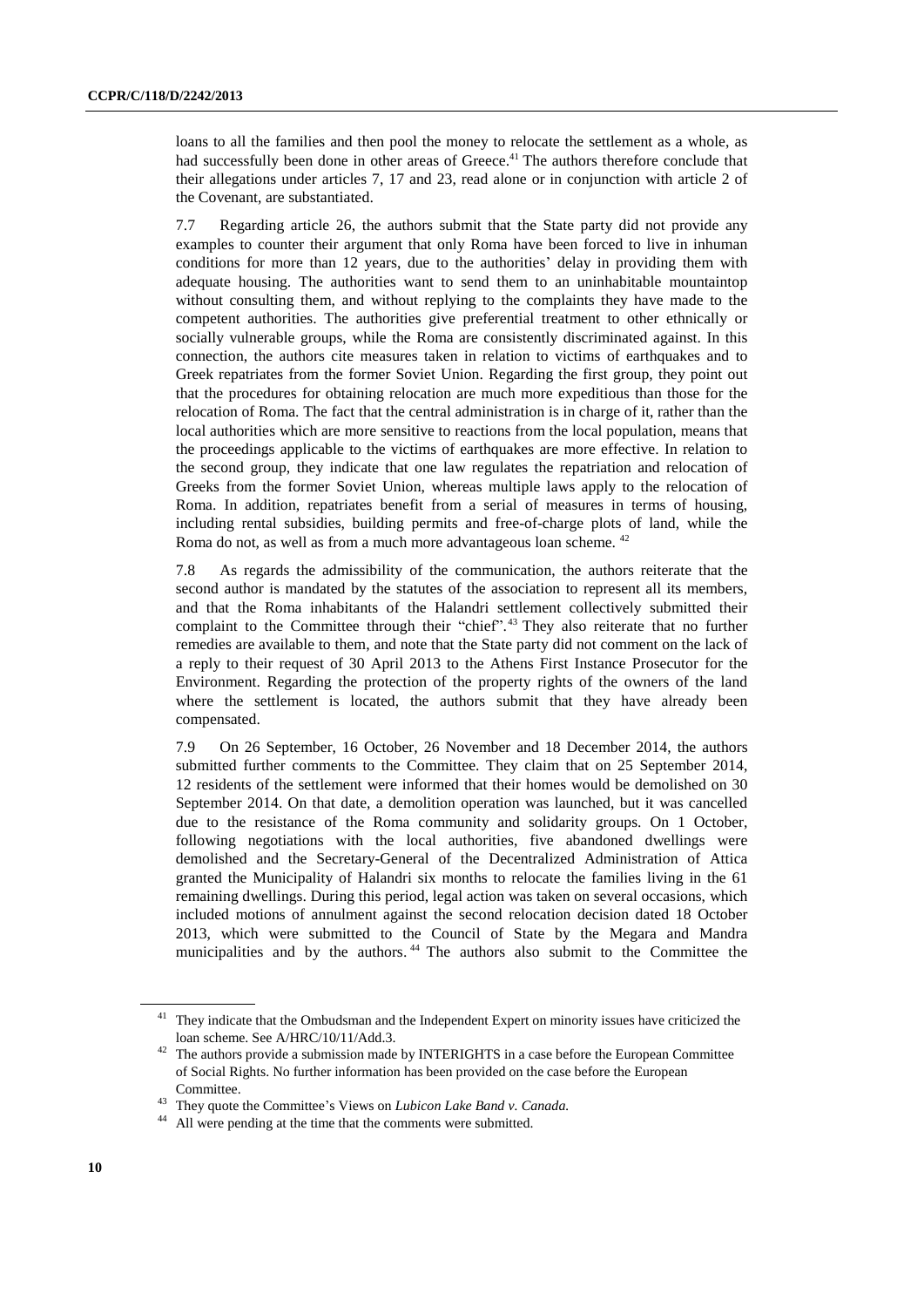loans to all the families and then pool the money to relocate the settlement as a whole, as had successfully been done in other areas of Greece.[41] The authors therefore conclude that their allegations under articles 7, 17 and 23, read alone or in conjunction with article 2 of the Covenant, are substantiated.

7.7 Regarding article 26, the authors submit that the State party did not provide any examples to counter their argument that only Roma have been forced to live in inhuman conditions for more than 12 years, due to the authorities' delay in providing them with adequate housing. The authorities want to send them to an uninhabitable mountaintop without consulting them, and without replying to the complaints they have made to the competent authorities. The authorities give preferential treatment to other ethnically or socially vulnerable groups, while the Roma are consistently discriminated against. In this connection, the authors cite measures taken in relation to victims of earthquakes and to Greek repatriates from the former Soviet Union. Regarding the first group, they point out that the procedures for obtaining relocation are much more expeditious than those for the relocation of Roma. The fact that the central administration is in charge of it, rather than the local authorities which are more sensitive to reactions from the local population, means that the proceedings applicable to the victims of earthquakes are more effective. In relation to the second group, they indicate that one law regulates the repatriation and relocation of Greeks from the former Soviet Union, whereas multiple laws apply to the relocation of Roma. In addition, repatriates benefit from a serial of measures in terms of housing, including rental subsidies, building permits and free-of-charge plots of land, while the Roma do not, as well as from a much more advantageous loan scheme.[42]

7.8 As regards the admissibility of the communication, the authors reiterate that the second author is mandated by the statutes of the association to represent all its members, and that the Roma inhabitants of the Halandri settlement collectively submitted their complaint to the Committee through their "chief".[43] They also reiterate that no further remedies are available to them, and note that the State party did not comment on the lack of a reply to their request of 30 April 2013 to the Athens First Instance Prosecutor for the Environment. Regarding the protection of the property rights of the owners of the land where the settlement is located, the authors submit that they have already been compensated.

7.9 On 26 September, 16 October, 26 November and 18 December 2014, the authors submitted further comments to the Committee. They claim that on 25 September 2014, 12 residents of the settlement were informed that their homes would be demolished on 30 September 2014. On that date, a demolition operation was launched, but it was cancelled due to the resistance of the Roma community and solidarity groups. On 1 October, following negotiations with the local authorities, five abandoned dwellings were demolished and the Secretary-General of the Decentralized Administration of Attica granted the Municipality of Halandri six months to relocate the families living in the 61 remaining dwellings. During this period, legal action was taken on several occasions, which included motions of annulment against the second relocation decision dated 18 October 2013, which were submitted to the Council of State by the Megara and Mandra municipalities and by the authors.[44] The authors also submit to the Committee the

---

[41] They indicate that the Ombudsman and the Independent Expert on minority issues have criticized the loan scheme. See A/HRC/10/11/Add.3.

[42] The authors provide a submission made by INTERIGHTS in a case before the European Committee of Social Rights. No further information has been provided on the case before the European Committee.

[43] They quote the Committee's Views on *Lubicon Lake Band v. Canada.*

[44] All were pending at the time that the comments were submitted.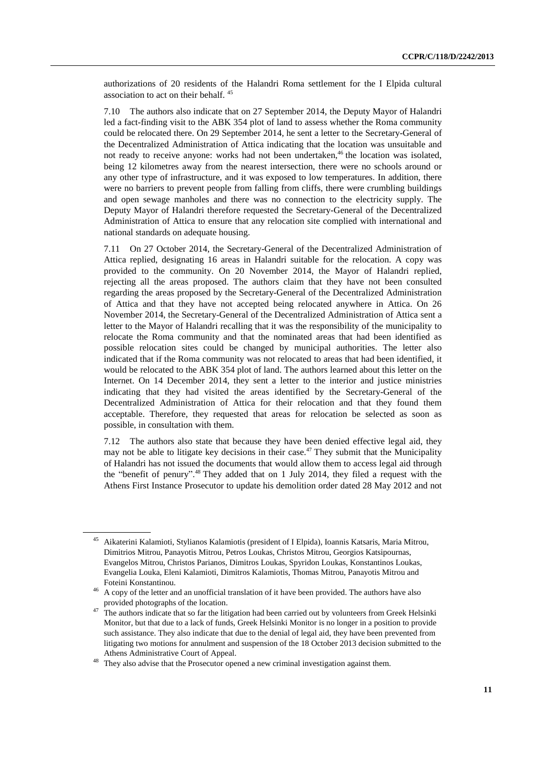authorizations of 20 residents of the Halandri Roma settlement for the I Elpida cultural association to act on their behalf. [45]

7.10 The authors also indicate that on 27 September 2014, the Deputy Mayor of Halandri led a fact-finding visit to the ABK 354 plot of land to assess whether the Roma community could be relocated there. On 29 September 2014, he sent a letter to the Secretary-General of the Decentralized Administration of Attica indicating that the location was unsuitable and not ready to receive anyone: works had not been undertaken,[46] the location was isolated, being 12 kilometres away from the nearest intersection, there were no schools around or any other type of infrastructure, and it was exposed to low temperatures. In addition, there were no barriers to prevent people from falling from cliffs, there were crumbling buildings and open sewage manholes and there was no connection to the electricity supply. The Deputy Mayor of Halandri therefore requested the Secretary-General of the Decentralized Administration of Attica to ensure that any relocation site complied with international and national standards on adequate housing.

7.11 On 27 October 2014, the Secretary-General of the Decentralized Administration of Attica replied, designating 16 areas in Halandri suitable for the relocation. A copy was provided to the community. On 20 November 2014, the Mayor of Halandri replied, rejecting all the areas proposed. The authors claim that they have not been consulted regarding the areas proposed by the Secretary-General of the Decentralized Administration of Attica and that they have not accepted being relocated anywhere in Attica. On 26 November 2014, the Secretary-General of the Decentralized Administration of Attica sent a letter to the Mayor of Halandri recalling that it was the responsibility of the municipality to relocate the Roma community and that the nominated areas that had been identified as possible relocation sites could be changed by municipal authorities. The letter also indicated that if the Roma community was not relocated to areas that had been identified, it would be relocated to the ABK 354 plot of land. The authors learned about this letter on the Internet. On 14 December 2014, they sent a letter to the interior and justice ministries indicating that they had visited the areas identified by the Secretary-General of the Decentralized Administration of Attica for their relocation and that they found them acceptable. Therefore, they requested that areas for relocation be selected as soon as possible, in consultation with them.

7.12 The authors also state that because they have been denied effective legal aid, they may not be able to litigate key decisions in their case.[47] They submit that the Municipality of Halandri has not issued the documents that would allow them to access legal aid through the "benefit of penury".[48] They added that on 1 July 2014, they filed a request with the Athens First Instance Prosecutor to update his demolition order dated 28 May 2012 and not

---

[45] Aikaterini Kalamioti, Stylianos Kalamiotis (president of I Elpida), Ioannis Katsaris, Maria Mitrou, Dimitrios Mitrou, Panayotis Mitrou, Petros Loukas, Christos Mitrou, Georgios Katsipournas, Evangelos Mitrou, Christos Parianos, Dimitros Loukas, Spyridon Loukas, Konstantinos Loukas, Evangelia Louka, Eleni Kalamioti, Dimitros Kalamiotis, Thomas Mitrou, Panayotis Mitrou and Foteini Konstantinou.

[46] A copy of the letter and an unofficial translation of it have been provided. The authors have also provided photographs of the location.

[47] The authors indicate that so far the litigation had been carried out by volunteers from Greek Helsinki Monitor, but that due to a lack of funds, Greek Helsinki Monitor is no longer in a position to provide such assistance. They also indicate that due to the denial of legal aid, they have been prevented from litigating two motions for annulment and suspension of the 18 October 2013 decision submitted to the Athens Administrative Court of Appeal.

[48] They also advise that the Prosecutor opened a new criminal investigation against them.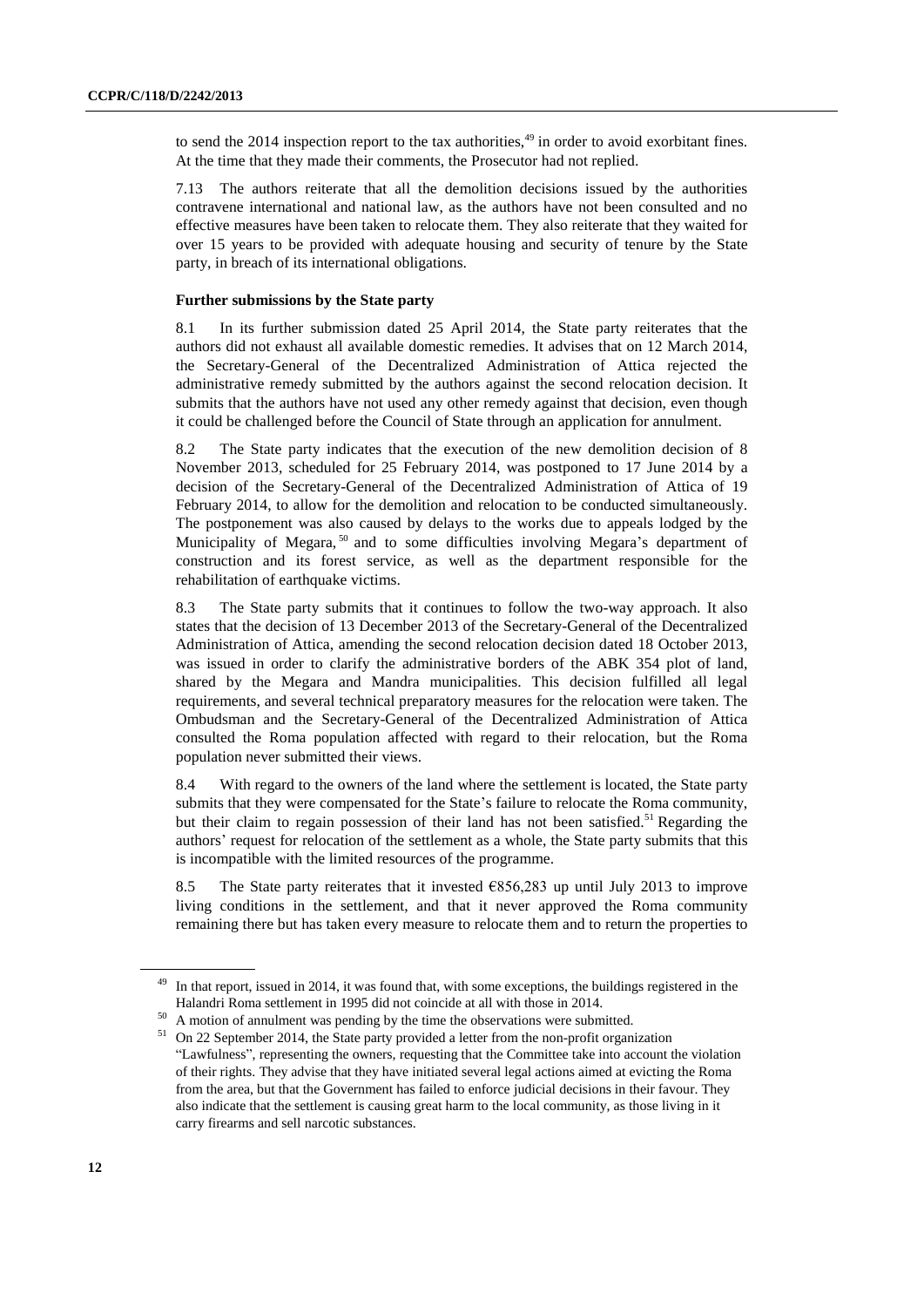to send the 2014 inspection report to the tax authorities,[49] in order to avoid exorbitant fines. At the time that they made their comments, the Prosecutor had not replied.

7.13 The authors reiterate that all the demolition decisions issued by the authorities contravene international and national law, as the authors have not been consulted and no effective measures have been taken to relocate them. They also reiterate that they waited for over 15 years to be provided with adequate housing and security of tenure by the State party, in breach of its international obligations.

**Further submissions by the State party**

8.1 In its further submission dated 25 April 2014, the State party reiterates that the authors did not exhaust all available domestic remedies. It advises that on 12 March 2014, the Secretary-General of the Decentralized Administration of Attica rejected the administrative remedy submitted by the authors against the second relocation decision. It submits that the authors have not used any other remedy against that decision, even though it could be challenged before the Council of State through an application for annulment.

8.2 The State party indicates that the execution of the new demolition decision of 8 November 2013, scheduled for 25 February 2014, was postponed to 17 June 2014 by a decision of the Secretary-General of the Decentralized Administration of Attica of 19 February 2014, to allow for the demolition and relocation to be conducted simultaneously. The postponement was also caused by delays to the works due to appeals lodged by the Municipality of Megara,[50] and to some difficulties involving Megara's department of construction and its forest service, as well as the department responsible for the rehabilitation of earthquake victims.

8.3 The State party submits that it continues to follow the two-way approach. It also states that the decision of 13 December 2013 of the Secretary-General of the Decentralized Administration of Attica, amending the second relocation decision dated 18 October 2013, was issued in order to clarify the administrative borders of the ABK 354 plot of land, shared by the Megara and Mandra municipalities. This decision fulfilled all legal requirements, and several technical preparatory measures for the relocation were taken. The Ombudsman and the Secretary-General of the Decentralized Administration of Attica consulted the Roma population affected with regard to their relocation, but the Roma population never submitted their views.

8.4 With regard to the owners of the land where the settlement is located, the State party submits that they were compensated for the State's failure to relocate the Roma community, but their claim to regain possession of their land has not been satisfied.[51] Regarding the authors' request for relocation of the settlement as a whole, the State party submits that this is incompatible with the limited resources of the programme.

8.5 The State party reiterates that it invested €856,283 up until July 2013 to improve living conditions in the settlement, and that it never approved the Roma community remaining there but has taken every measure to relocate them and to return the properties to

---

[49] In that report, issued in 2014, it was found that, with some exceptions, the buildings registered in the Halandri Roma settlement in 1995 did not coincide at all with those in 2014.

[50] A motion of annulment was pending by the time the observations were submitted.

[51] On 22 September 2014, the State party provided a letter from the non-profit organization "Lawfulness", representing the owners, requesting that the Committee take into account the violation of their rights. They advise that they have initiated several legal actions aimed at evicting the Roma from the area, but that the Government has failed to enforce judicial decisions in their favour. They also indicate that the settlement is causing great harm to the local community, as those living in it carry firearms and sell narcotic substances.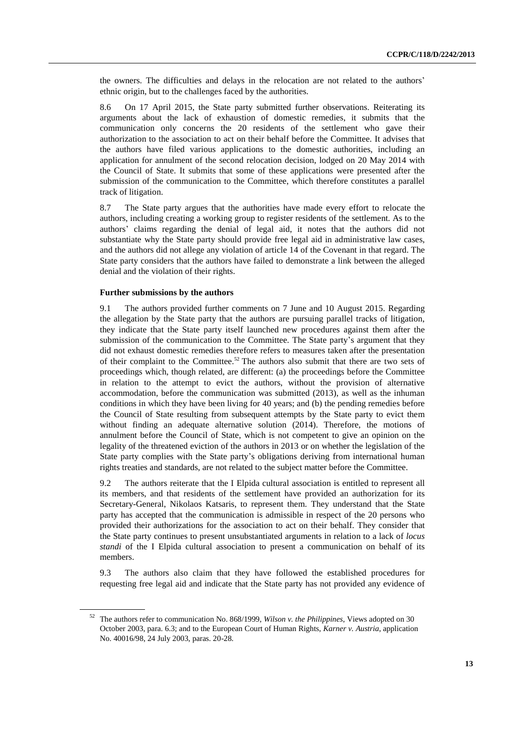the owners. The difficulties and delays in the relocation are not related to the authors' ethnic origin, but to the challenges faced by the authorities.

8.6 On 17 April 2015, the State party submitted further observations. Reiterating its arguments about the lack of exhaustion of domestic remedies, it submits that the communication only concerns the 20 residents of the settlement who gave their authorization to the association to act on their behalf before the Committee. It advises that the authors have filed various applications to the domestic authorities, including an application for annulment of the second relocation decision, lodged on 20 May 2014 with the Council of State. It submits that some of these applications were presented after the submission of the communication to the Committee, which therefore constitutes a parallel track of litigation.

8.7 The State party argues that the authorities have made every effort to relocate the authors, including creating a working group to register residents of the settlement. As to the authors' claims regarding the denial of legal aid, it notes that the authors did not substantiate why the State party should provide free legal aid in administrative law cases, and the authors did not allege any violation of article 14 of the Covenant in that regard. The State party considers that the authors have failed to demonstrate a link between the alleged denial and the violation of their rights.

**Further submissions by the authors**

9.1 The authors provided further comments on 7 June and 10 August 2015. Regarding the allegation by the State party that the authors are pursuing parallel tracks of litigation, they indicate that the State party itself launched new procedures against them after the submission of the communication to the Committee. The State party's argument that they did not exhaust domestic remedies therefore refers to measures taken after the presentation of their complaint to the Committee.[52] The authors also submit that there are two sets of proceedings which, though related, are different: (a) the proceedings before the Committee in relation to the attempt to evict the authors, without the provision of alternative accommodation, before the communication was submitted (2013), as well as the inhuman conditions in which they have been living for 40 years; and (b) the pending remedies before the Council of State resulting from subsequent attempts by the State party to evict them without finding an adequate alternative solution (2014). Therefore, the motions of annulment before the Council of State, which is not competent to give an opinion on the legality of the threatened eviction of the authors in 2013 or on whether the legislation of the State party complies with the State party's obligations deriving from international human rights treaties and standards, are not related to the subject matter before the Committee.

9.2 The authors reiterate that the I Elpida cultural association is entitled to represent all its members, and that residents of the settlement have provided an authorization for its Secretary-General, Nikolaos Katsaris, to represent them. They understand that the State party has accepted that the communication is admissible in respect of the 20 persons who provided their authorizations for the association to act on their behalf. They consider that the State party continues to present unsubstantiated arguments in relation to a lack of *locus standi* of the I Elpida cultural association to present a communication on behalf of its members.

9.3 The authors also claim that they have followed the established procedures for requesting free legal aid and indicate that the State party has not provided any evidence of

---

[52] The authors refer to communication No. 868/1999, *Wilson v. the Philippines*, Views adopted on 30 October 2003, para. 6.3; and to the European Court of Human Rights, *Karner v. Austria*, application No. 40016/98, 24 July 2003, paras. 20-28.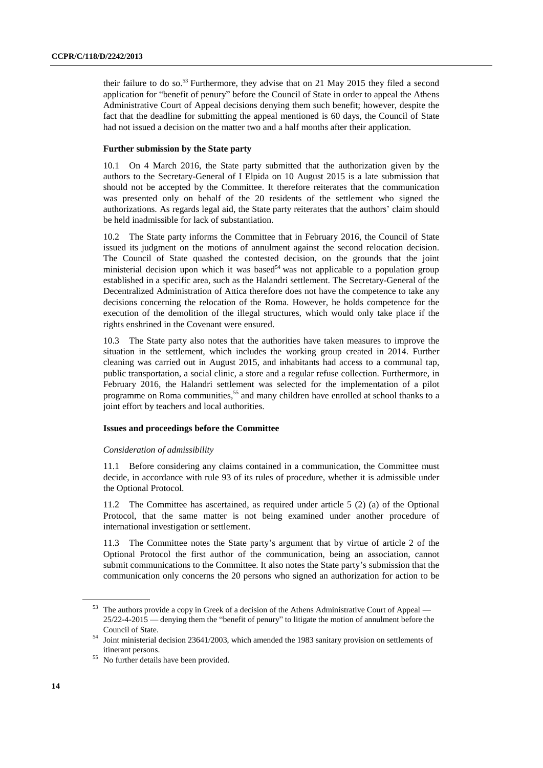their failure to do so.[53] Furthermore, they advise that on 21 May 2015 they filed a second application for "benefit of penury" before the Council of State in order to appeal the Athens Administrative Court of Appeal decisions denying them such benefit; however, despite the fact that the deadline for submitting the appeal mentioned is 60 days, the Council of State had not issued a decision on the matter two and a half months after their application.

### Further submission by the State party

10.1 On 4 March 2016, the State party submitted that the authorization given by the authors to the Secretary-General of I Elpida on 10 August 2015 is a late submission that should not be accepted by the Committee. It therefore reiterates that the communication was presented only on behalf of the 20 residents of the settlement who signed the authorizations. As regards legal aid, the State party reiterates that the authors' claim should be held inadmissible for lack of substantiation.

10.2 The State party informs the Committee that in February 2016, the Council of State issued its judgment on the motions of annulment against the second relocation decision. The Council of State quashed the contested decision, on the grounds that the joint ministerial decision upon which it was based[54] was not applicable to a population group established in a specific area, such as the Halandri settlement. The Secretary-General of the Decentralized Administration of Attica therefore does not have the competence to take any decisions concerning the relocation of the Roma. However, he holds competence for the execution of the demolition of the illegal structures, which would only take place if the rights enshrined in the Covenant were ensured.

10.3 The State party also notes that the authorities have taken measures to improve the situation in the settlement, which includes the working group created in 2014. Further cleaning was carried out in August 2015, and inhabitants had access to a communal tap, public transportation, a social clinic, a store and a regular refuse collection. Furthermore, in February 2016, the Halandri settlement was selected for the implementation of a pilot programme on Roma communities,[55] and many children have enrolled at school thanks to a joint effort by teachers and local authorities.

### Issues and proceedings before the Committee

*Consideration of admissibility*

11.1 Before considering any claims contained in a communication, the Committee must decide, in accordance with rule 93 of its rules of procedure, whether it is admissible under the Optional Protocol.

11.2 The Committee has ascertained, as required under article 5 (2) (a) of the Optional Protocol, that the same matter is not being examined under another procedure of international investigation or settlement.

11.3 The Committee notes the State party's argument that by virtue of article 2 of the Optional Protocol the first author of the communication, being an association, cannot submit communications to the Committee. It also notes the State party's submission that the communication only concerns the 20 persons who signed an authorization for action to be

---

[53] The authors provide a copy in Greek of a decision of the Athens Administrative Court of Appeal — 25/22-4-2015 — denying them the "benefit of penury" to litigate the motion of annulment before the Council of State.

[54] Joint ministerial decision 23641/2003, which amended the 1983 sanitary provision on settlements of itinerant persons.

[55] No further details have been provided.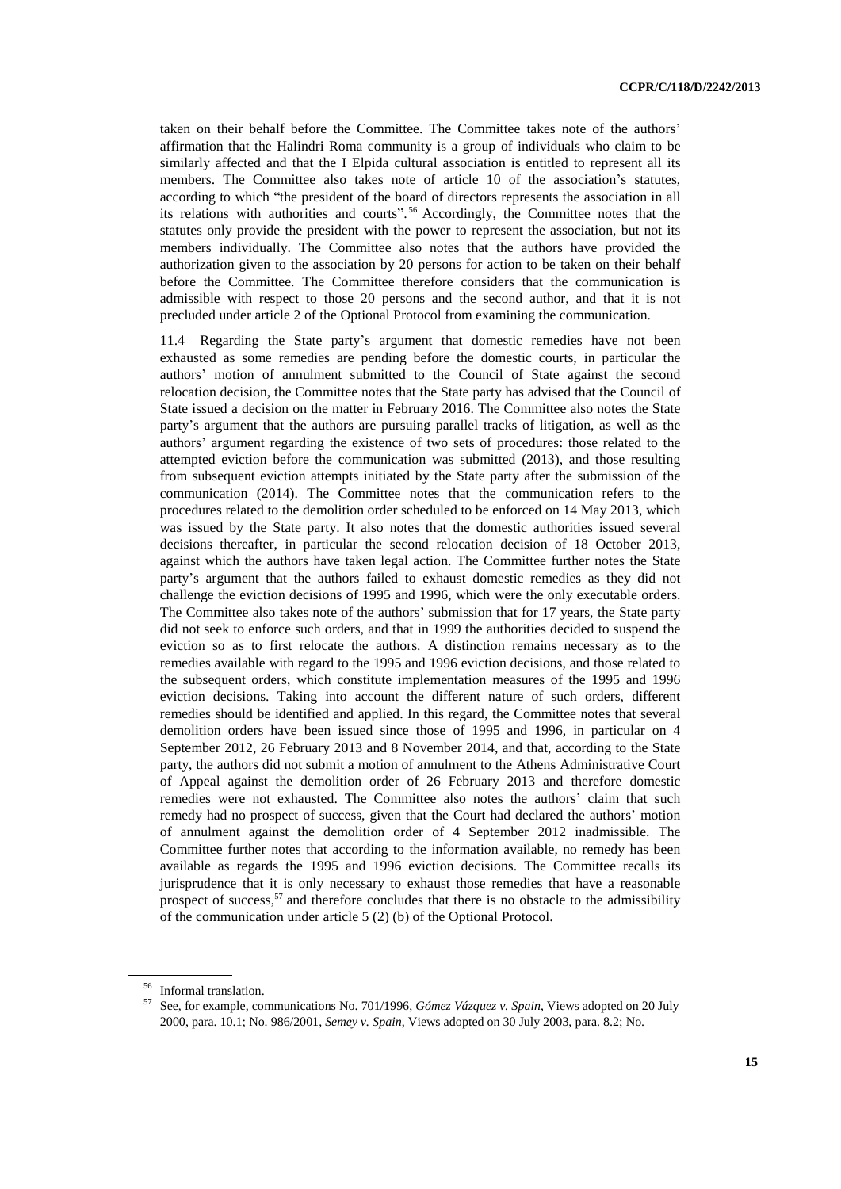taken on their behalf before the Committee. The Committee takes note of the authors' affirmation that the Halindri Roma community is a group of individuals who claim to be similarly affected and that the I Elpida cultural association is entitled to represent all its members. The Committee also takes note of article 10 of the association's statutes, according to which "the president of the board of directors represents the association in all its relations with authorities and courts".[56] Accordingly, the Committee notes that the statutes only provide the president with the power to represent the association, but not its members individually. The Committee also notes that the authors have provided the authorization given to the association by 20 persons for action to be taken on their behalf before the Committee. The Committee therefore considers that the communication is admissible with respect to those 20 persons and the second author, and that it is not precluded under article 2 of the Optional Protocol from examining the communication.

11.4 Regarding the State party's argument that domestic remedies have not been exhausted as some remedies are pending before the domestic courts, in particular the authors' motion of annulment submitted to the Council of State against the second relocation decision, the Committee notes that the State party has advised that the Council of State issued a decision on the matter in February 2016. The Committee also notes the State party's argument that the authors are pursuing parallel tracks of litigation, as well as the authors' argument regarding the existence of two sets of procedures: those related to the attempted eviction before the communication was submitted (2013), and those resulting from subsequent eviction attempts initiated by the State party after the submission of the communication (2014). The Committee notes that the communication refers to the procedures related to the demolition order scheduled to be enforced on 14 May 2013, which was issued by the State party. It also notes that the domestic authorities issued several decisions thereafter, in particular the second relocation decision of 18 October 2013, against which the authors have taken legal action. The Committee further notes the State party's argument that the authors failed to exhaust domestic remedies as they did not challenge the eviction decisions of 1995 and 1996, which were the only executable orders. The Committee also takes note of the authors' submission that for 17 years, the State party did not seek to enforce such orders, and that in 1999 the authorities decided to suspend the eviction so as to first relocate the authors. A distinction remains necessary as to the remedies available with regard to the 1995 and 1996 eviction decisions, and those related to the subsequent orders, which constitute implementation measures of the 1995 and 1996 eviction decisions. Taking into account the different nature of such orders, different remedies should be identified and applied. In this regard, the Committee notes that several demolition orders have been issued since those of 1995 and 1996, in particular on 4 September 2012, 26 February 2013 and 8 November 2014, and that, according to the State party, the authors did not submit a motion of annulment to the Athens Administrative Court of Appeal against the demolition order of 26 February 2013 and therefore domestic remedies were not exhausted. The Committee also notes the authors' claim that such remedy had no prospect of success, given that the Court had declared the authors' motion of annulment against the demolition order of 4 September 2012 inadmissible. The Committee further notes that according to the information available, no remedy has been available as regards the 1995 and 1996 eviction decisions. The Committee recalls its jurisprudence that it is only necessary to exhaust those remedies that have a reasonable prospect of success,[57] and therefore concludes that there is no obstacle to the admissibility of the communication under article 5 (2) (b) of the Optional Protocol.

---

[56] Informal translation.

[57] See, for example, communications No. 701/1996, *Gómez Vázquez v. Spain*, Views adopted on 20 July 2000, para. 10.1; No. 986/2001, *Semey v. Spain*, Views adopted on 30 July 2003, para. 8.2; No.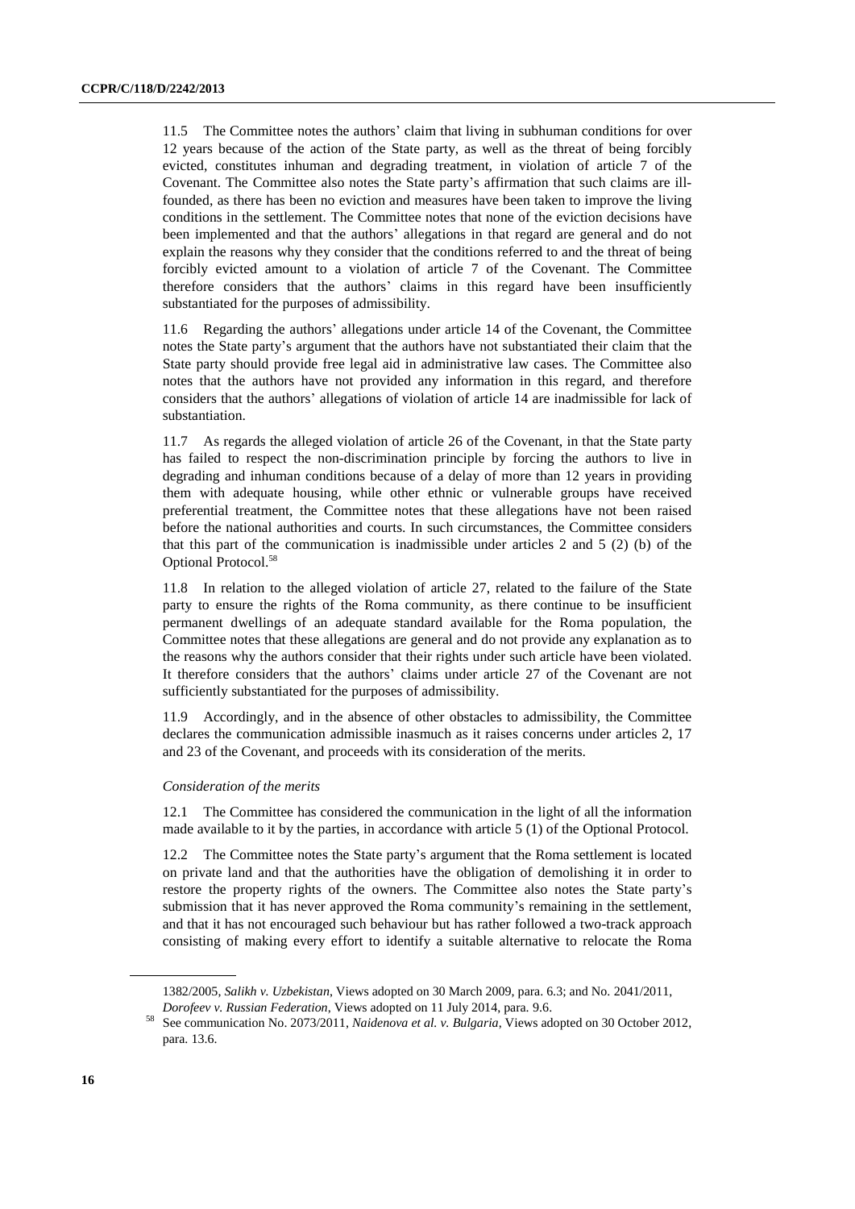11.5 The Committee notes the authors' claim that living in subhuman conditions for over 12 years because of the action of the State party, as well as the threat of being forcibly evicted, constitutes inhuman and degrading treatment, in violation of article 7 of the Covenant. The Committee also notes the State party's affirmation that such claims are ill-founded, as there has been no eviction and measures have been taken to improve the living conditions in the settlement. The Committee notes that none of the eviction decisions have been implemented and that the authors' allegations in that regard are general and do not explain the reasons why they consider that the conditions referred to and the threat of being forcibly evicted amount to a violation of article 7 of the Covenant. The Committee therefore considers that the authors' claims in this regard have been insufficiently substantiated for the purposes of admissibility.

11.6 Regarding the authors' allegations under article 14 of the Covenant, the Committee notes the State party's argument that the authors have not substantiated their claim that the State party should provide free legal aid in administrative law cases. The Committee also notes that the authors have not provided any information in this regard, and therefore considers that the authors' allegations of violation of article 14 are inadmissible for lack of substantiation.

11.7 As regards the alleged violation of article 26 of the Covenant, in that the State party has failed to respect the non-discrimination principle by forcing the authors to live in degrading and inhuman conditions because of a delay of more than 12 years in providing them with adequate housing, while other ethnic or vulnerable groups have received preferential treatment, the Committee notes that these allegations have not been raised before the national authorities and courts. In such circumstances, the Committee considers that this part of the communication is inadmissible under articles 2 and 5 (2) (b) of the Optional Protocol.[58]

11.8 In relation to the alleged violation of article 27, related to the failure of the State party to ensure the rights of the Roma community, as there continue to be insufficient permanent dwellings of an adequate standard available for the Roma population, the Committee notes that these allegations are general and do not provide any explanation as to the reasons why the authors consider that their rights under such article have been violated. It therefore considers that the authors' claims under article 27 of the Covenant are not sufficiently substantiated for the purposes of admissibility.

11.9 Accordingly, and in the absence of other obstacles to admissibility, the Committee declares the communication admissible inasmuch as it raises concerns under articles 2, 17 and 23 of the Covenant, and proceeds with its consideration of the merits.

*Consideration of the merits*

12.1 The Committee has considered the communication in the light of all the information made available to it by the parties, in accordance with article 5 (1) of the Optional Protocol.

12.2 The Committee notes the State party's argument that the Roma settlement is located on private land and that the authorities have the obligation of demolishing it in order to restore the property rights of the owners. The Committee also notes the State party's submission that it has never approved the Roma community's remaining in the settlement, and that it has not encouraged such behaviour but has rather followed a two-track approach consisting of making every effort to identify a suitable alternative to relocate the Roma

---

1382/2005, *Salikh v. Uzbekistan*, Views adopted on 30 March 2009, para. 6.3; and No. 2041/2011, *Dorofeev v. Russian Federation*, Views adopted on 11 July 2014, para. 9.6.

[58] See communication No. 2073/2011, *Naidenova et al. v. Bulgaria*, Views adopted on 30 October 2012, para. 13.6.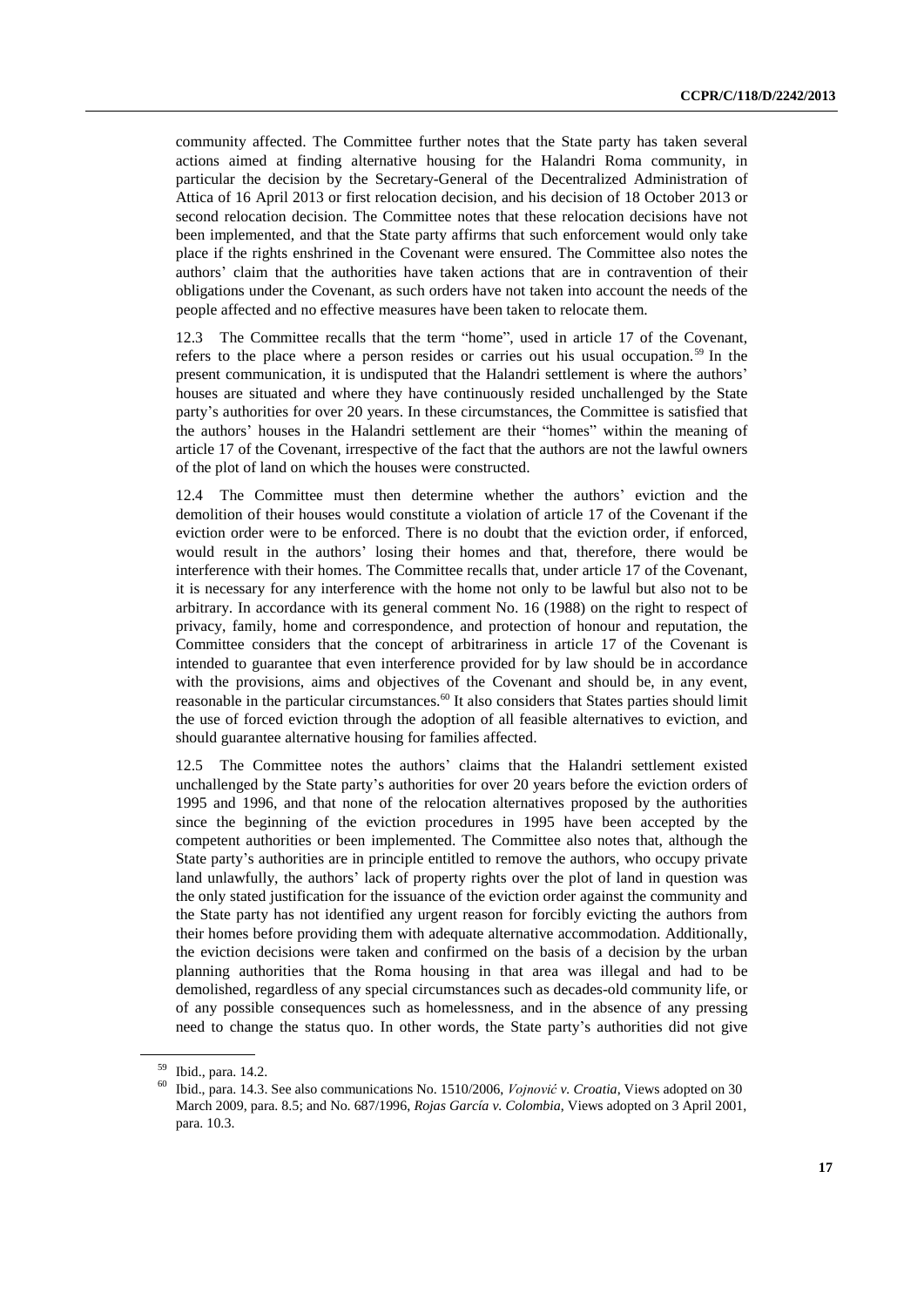community affected. The Committee further notes that the State party has taken several actions aimed at finding alternative housing for the Halandri Roma community, in particular the decision by the Secretary-General of the Decentralized Administration of Attica of 16 April 2013 or first relocation decision, and his decision of 18 October 2013 or second relocation decision. The Committee notes that these relocation decisions have not been implemented, and that the State party affirms that such enforcement would only take place if the rights enshrined in the Covenant were ensured. The Committee also notes the authors' claim that the authorities have taken actions that are in contravention of their obligations under the Covenant, as such orders have not taken into account the needs of the people affected and no effective measures have been taken to relocate them.

12.3 The Committee recalls that the term "home", used in article 17 of the Covenant, refers to the place where a person resides or carries out his usual occupation.[59] In the present communication, it is undisputed that the Halandri settlement is where the authors' houses are situated and where they have continuously resided unchallenged by the State party's authorities for over 20 years. In these circumstances, the Committee is satisfied that the authors' houses in the Halandri settlement are their "homes" within the meaning of article 17 of the Covenant, irrespective of the fact that the authors are not the lawful owners of the plot of land on which the houses were constructed.

12.4 The Committee must then determine whether the authors' eviction and the demolition of their houses would constitute a violation of article 17 of the Covenant if the eviction order were to be enforced. There is no doubt that the eviction order, if enforced, would result in the authors' losing their homes and that, therefore, there would be interference with their homes. The Committee recalls that, under article 17 of the Covenant, it is necessary for any interference with the home not only to be lawful but also not to be arbitrary. In accordance with its general comment No. 16 (1988) on the right to respect of privacy, family, home and correspondence, and protection of honour and reputation, the Committee considers that the concept of arbitrariness in article 17 of the Covenant is intended to guarantee that even interference provided for by law should be in accordance with the provisions, aims and objectives of the Covenant and should be, in any event, reasonable in the particular circumstances.[60] It also considers that States parties should limit the use of forced eviction through the adoption of all feasible alternatives to eviction, and should guarantee alternative housing for families affected.

12.5 The Committee notes the authors' claims that the Halandri settlement existed unchallenged by the State party's authorities for over 20 years before the eviction orders of 1995 and 1996, and that none of the relocation alternatives proposed by the authorities since the beginning of the eviction procedures in 1995 have been accepted by the competent authorities or been implemented. The Committee also notes that, although the State party's authorities are in principle entitled to remove the authors, who occupy private land unlawfully, the authors' lack of property rights over the plot of land in question was the only stated justification for the issuance of the eviction order against the community and the State party has not identified any urgent reason for forcibly evicting the authors from their homes before providing them with adequate alternative accommodation. Additionally, the eviction decisions were taken and confirmed on the basis of a decision by the urban planning authorities that the Roma housing in that area was illegal and had to be demolished, regardless of any special circumstances such as decades-old community life, or of any possible consequences such as homelessness, and in the absence of any pressing need to change the status quo. In other words, the State party's authorities did not give

---

[59] Ibid., para. 14.2.

[60] Ibid., para. 14.3. See also communications No. 1510/2006, *Vojnović v. Croatia*, Views adopted on 30 March 2009, para. 8.5; and No. 687/1996, *Rojas García v. Colombia*, Views adopted on 3 April 2001, para. 10.3.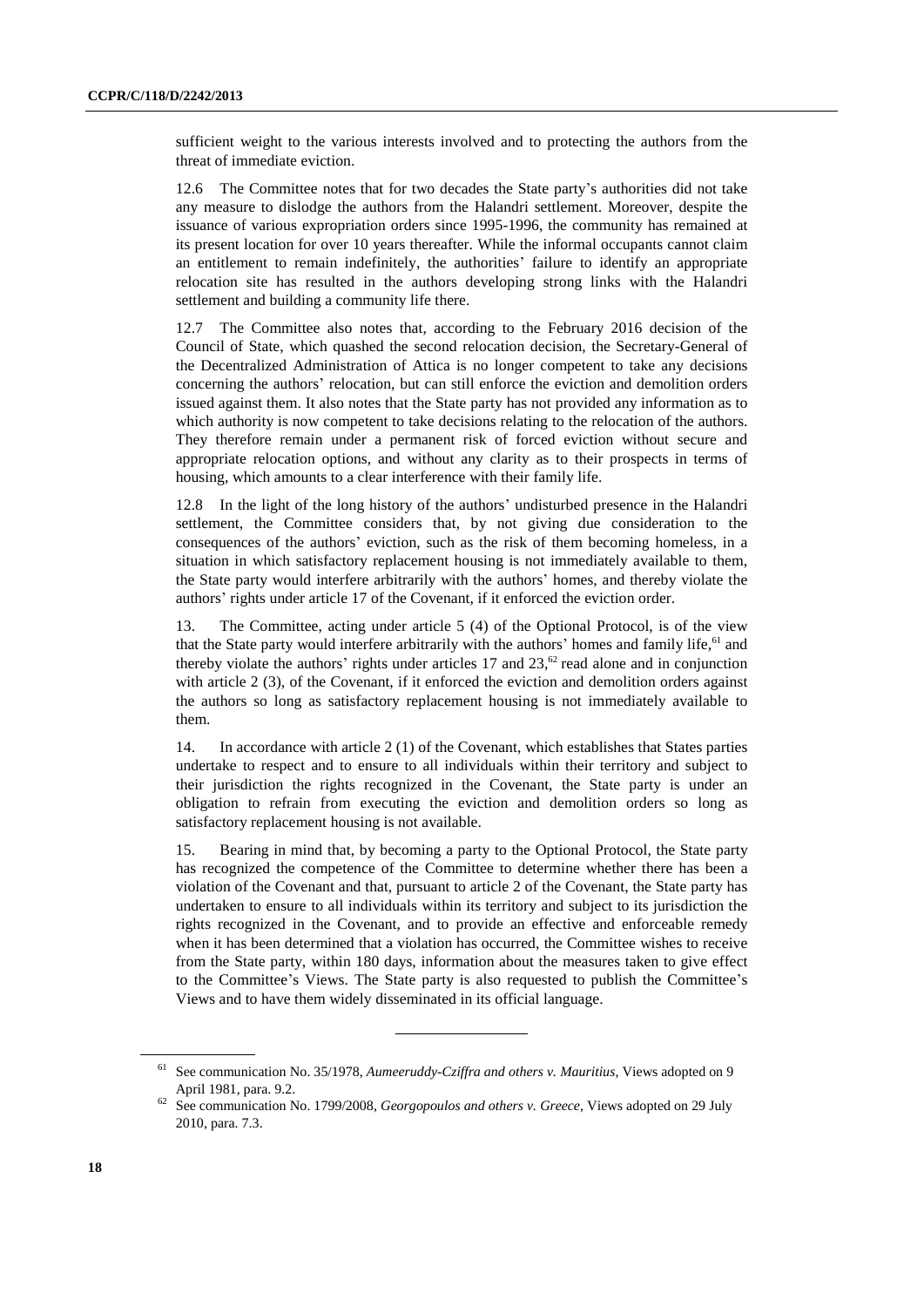sufficient weight to the various interests involved and to protecting the authors from the threat of immediate eviction.

12.6 The Committee notes that for two decades the State party's authorities did not take any measure to dislodge the authors from the Halandri settlement. Moreover, despite the issuance of various expropriation orders since 1995-1996, the community has remained at its present location for over 10 years thereafter. While the informal occupants cannot claim an entitlement to remain indefinitely, the authorities' failure to identify an appropriate relocation site has resulted in the authors developing strong links with the Halandri settlement and building a community life there.

12.7 The Committee also notes that, according to the February 2016 decision of the Council of State, which quashed the second relocation decision, the Secretary-General of the Decentralized Administration of Attica is no longer competent to take any decisions concerning the authors' relocation, but can still enforce the eviction and demolition orders issued against them. It also notes that the State party has not provided any information as to which authority is now competent to take decisions relating to the relocation of the authors. They therefore remain under a permanent risk of forced eviction without secure and appropriate relocation options, and without any clarity as to their prospects in terms of housing, which amounts to a clear interference with their family life.

12.8 In the light of the long history of the authors' undisturbed presence in the Halandri settlement, the Committee considers that, by not giving due consideration to the consequences of the authors' eviction, such as the risk of them becoming homeless, in a situation in which satisfactory replacement housing is not immediately available to them, the State party would interfere arbitrarily with the authors' homes, and thereby violate the authors' rights under article 17 of the Covenant, if it enforced the eviction order.

13. The Committee, acting under article 5 (4) of the Optional Protocol, is of the view that the State party would interfere arbitrarily with the authors' homes and family life,[61] and thereby violate the authors' rights under articles 17 and 23,[62] read alone and in conjunction with article 2 (3), of the Covenant, if it enforced the eviction and demolition orders against the authors so long as satisfactory replacement housing is not immediately available to them.

14. In accordance with article 2 (1) of the Covenant, which establishes that States parties undertake to respect and to ensure to all individuals within their territory and subject to their jurisdiction the rights recognized in the Covenant, the State party is under an obligation to refrain from executing the eviction and demolition orders so long as satisfactory replacement housing is not available.

15. Bearing in mind that, by becoming a party to the Optional Protocol, the State party has recognized the competence of the Committee to determine whether there has been a violation of the Covenant and that, pursuant to article 2 of the Covenant, the State party has undertaken to ensure to all individuals within its territory and subject to its jurisdiction the rights recognized in the Covenant, and to provide an effective and enforceable remedy when it has been determined that a violation has occurred, the Committee wishes to receive from the State party, within 180 days, information about the measures taken to give effect to the Committee's Views. The State party is also requested to publish the Committee's Views and to have them widely disseminated in its official language.

---

[61] See communication No. 35/1978, *Aumeeruddy-Cziffra and others v. Mauritius*, Views adopted on 9 April 1981, para. 9.2.

[62] See communication No. 1799/2008, *Georgopoulos and others v. Greece*, Views adopted on 29 July 2010, para. 7.3.